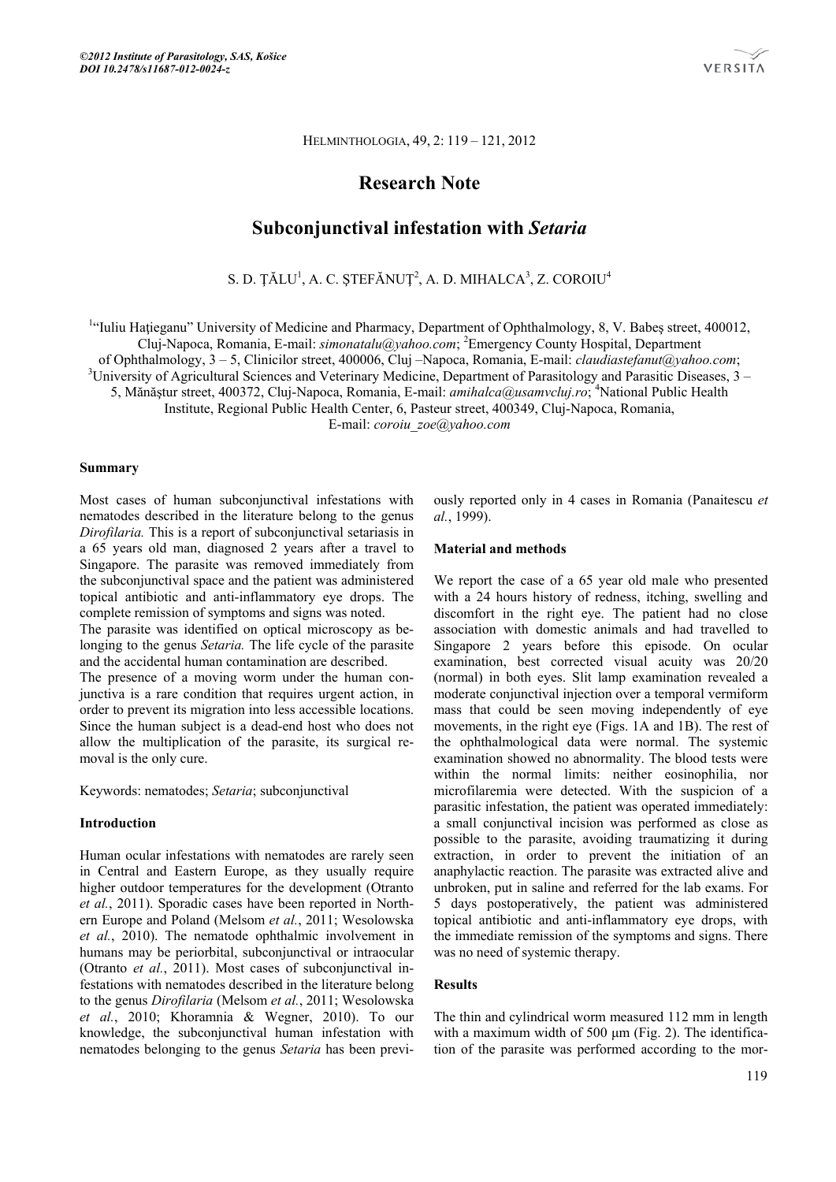©2012 Institute of Parasitology, SAS, Košice
DOI 10.2478/s11687-012-0024-z

HELMINTHOLOGIA, 49, 2: 119 – 121, 2012

# Research Note

# Subconjunctival infestation with *Setaria*

S. D. ŢĂLU[1], A. C. ŞTEFĂNUŢ[2], A. D. MIHALCA[3], Z. COROIU[4]

[1]"Iuliu Haţieganu" University of Medicine and Pharmacy, Department of Ophthalmology, 8, V. Babeş street, 400012, Cluj-Napoca, Romania, E-mail: *simonatalu@yahoo.com*; [2]Emergency County Hospital, Department of Ophthalmology, 3 – 5, Clinicilor street, 400006, Cluj –Napoca, Romania, E-mail: *claudiastefanut@yahoo.com*; [3]University of Agricultural Sciences and Veterinary Medicine, Department of Parasitology and Parasitic Diseases, 3 – 5, Mănăştur street, 400372, Cluj-Napoca, Romania, E-mail: *amihalca@usamvcluj.ro*; [4]National Public Health Institute, Regional Public Health Center, 6, Pasteur street, 400349, Cluj-Napoca, Romania, E-mail: *coroiu_zoe@yahoo.com*

## Summary

Most cases of human subconjunctival infestations with nematodes described in the literature belong to the genus *Dirofilaria.* This is a report of subconjunctival setariasis in a 65 years old man, diagnosed 2 years after a travel to Singapore. The parasite was removed immediately from the subconjunctival space and the patient was administered topical antibiotic and anti-inflammatory eye drops. The complete remission of symptoms and signs was noted.

The parasite was identified on optical microscopy as belonging to the genus *Setaria.* The life cycle of the parasite and the accidental human contamination are described.

The presence of a moving worm under the human conjunctiva is a rare condition that requires urgent action, in order to prevent its migration into less accessible locations. Since the human subject is a dead-end host who does not allow the multiplication of the parasite, its surgical removal is the only cure.

Keywords: nematodes; *Setaria*; subconjunctival

## Introduction

Human ocular infestations with nematodes are rarely seen in Central and Eastern Europe, as they usually require higher outdoor temperatures for the development (Otranto *et al.*, 2011). Sporadic cases have been reported in Northern Europe and Poland (Melsom *et al.*, 2011; Wesolowska *et al.*, 2010). The nematode ophthalmic involvement in humans may be periorbital, subconjunctival or intraocular (Otranto *et al.*, 2011). Most cases of subconjunctival infestations with nematodes described in the literature belong to the genus *Dirofilaria* (Melsom *et al.*, 2011; Wesolowska *et al.*, 2010; Khoramnia & Wegner, 2010). To our knowledge, the subconjunctival human infestation with nematodes belonging to the genus *Setaria* has been previously reported only in 4 cases in Romania (Panaitescu *et al.*, 1999).

## Material and methods

We report the case of a 65 year old male who presented with a 24 hours history of redness, itching, swelling and discomfort in the right eye. The patient had no close association with domestic animals and had travelled to Singapore 2 years before this episode. On ocular examination, best corrected visual acuity was 20/20 (normal) in both eyes. Slit lamp examination revealed a moderate conjunctival injection over a temporal vermiform mass that could be seen moving independently of eye movements, in the right eye (Figs. 1A and 1B). The rest of the ophthalmological data were normal. The systemic examination showed no abnormality. The blood tests were within the normal limits: neither eosinophilia, nor microfilaremia were detected. With the suspicion of a parasitic infestation, the patient was operated immediately: a small conjunctival incision was performed as close as possible to the parasite, avoiding traumatizing it during extraction, in order to prevent the initiation of an anaphylactic reaction. The parasite was extracted alive and unbroken, put in saline and referred for the lab exams. For 5 days postoperatively, the patient was administered topical antibiotic and anti-inflammatory eye drops, with the immediate remission of the symptoms and signs. There was no need of systemic therapy.

## Results

The thin and cylindrical worm measured 112 mm in length with a maximum width of 500 µm (Fig. 2). The identification of the parasite was performed according to the mor-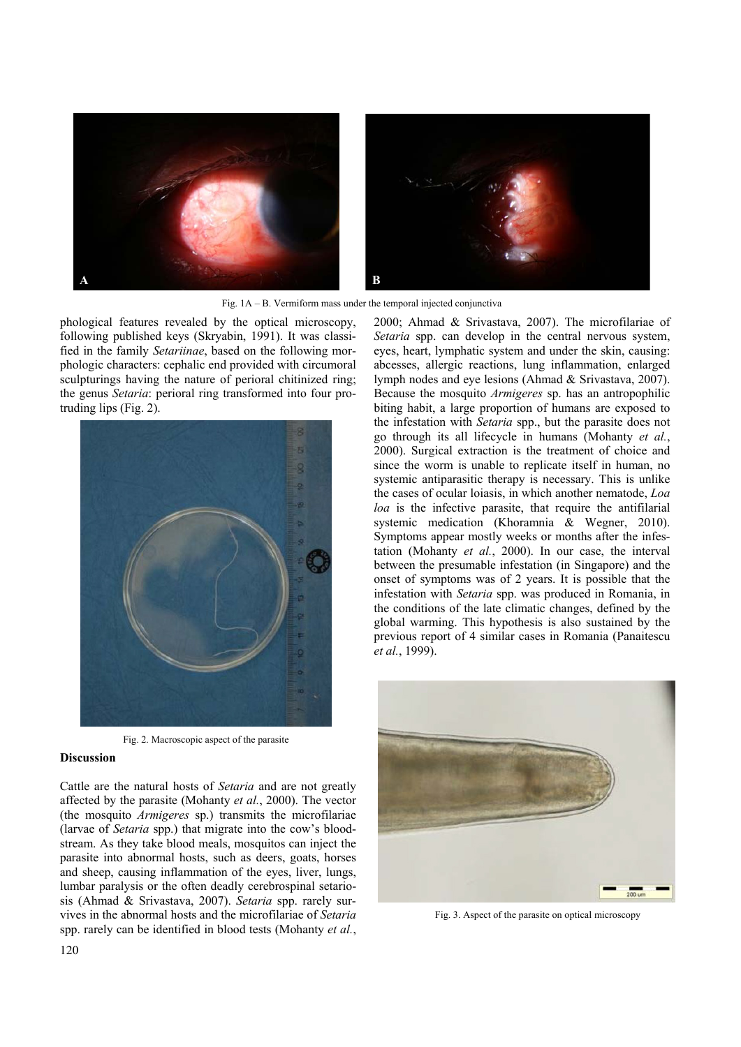Fig. 1A – B. Vermiform mass under the temporal injected conjunctiva

phological features revealed by the optical microscopy, following published keys (Skryabin, 1991). It was classified in the family *Setariinae*, based on the following morphologic characters: cephalic end provided with circumoral sculpturings having the nature of perioral chitinized ring; the genus *Setaria*: perioral ring transformed into four protruding lips (Fig. 2).

Fig. 2. Macroscopic aspect of the parasite

**Discussion**

Cattle are the natural hosts of *Setaria* and are not greatly affected by the parasite (Mohanty *et al.*, 2000). The vector (the mosquito *Armigeres* sp.) transmits the microfilariae (larvae of *Setaria* spp.) that migrate into the cow's bloodstream. As they take blood meals, mosquitos can inject the parasite into abnormal hosts, such as deers, goats, horses and sheep, causing inflammation of the eyes, liver, lungs, lumbar paralysis or the often deadly cerebrospinal setariosis (Ahmad & Srivastava, 2007). *Setaria* spp. rarely survives in the abnormal hosts and the microfilariae of *Setaria* spp. rarely can be identified in blood tests (Mohanty *et al.*, 2000; Ahmad & Srivastava, 2007). The microfilariae of *Setaria* spp. can develop in the central nervous system, eyes, heart, lymphatic system and under the skin, causing: abcesses, allergic reactions, lung inflammation, enlarged lymph nodes and eye lesions (Ahmad & Srivastava, 2007). Because the mosquito *Armigeres* sp. has an antropophilic biting habit, a large proportion of humans are exposed to the infestation with *Setaria* spp., but the parasite does not go through its all lifecycle in humans (Mohanty *et al.*, 2000). Surgical extraction is the treatment of choice and since the worm is unable to replicate itself in human, no systemic antiparasitic therapy is necessary. This is unlike the cases of ocular loiasis, in which another nematode, *Loa loa* is the infective parasite, that require the antifilarial systemic medication (Khoramnia & Wegner, 2010). Symptoms appear mostly weeks or months after the infestation (Mohanty *et al.*, 2000). In our case, the interval between the presumable infestation (in Singapore) and the onset of symptoms was of 2 years. It is possible that the infestation with *Setaria* spp. was produced in Romania, in the conditions of the late climatic changes, defined by the global warming. This hypothesis is also sustained by the previous report of 4 similar cases in Romania (Panaitescu *et al.*, 1999).

Fig. 3. Aspect of the parasite on optical microscopy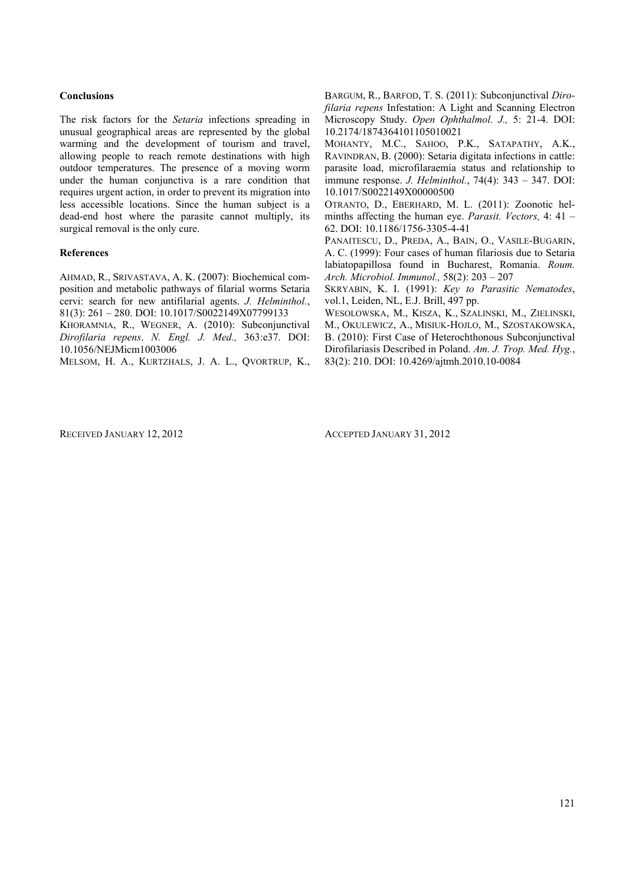### Conclusions

The risk factors for the *Setaria* infections spreading in unusual geographical areas are represented by the global warming and the development of tourism and travel, allowing people to reach remote destinations with high outdoor temperatures. The presence of a moving worm under the human conjunctiva is a rare condition that requires urgent action, in order to prevent its migration into less accessible locations. Since the human subject is a dead-end host where the parasite cannot multiply, its surgical removal is the only cure.

### References

AHMAD, R., SRIVASTAVA, A. K. (2007): Biochemical composition and metabolic pathways of filarial worms Setaria cervi: search for new antifilarial agents. *J. Helminthol.*, 81(3): 261 – 280. DOI: 10.1017/S0022149X07799133

KHORAMNIA, R., WEGNER, A. (2010): Subconjunctival *Dirofilaria repens*. *N. Engl. J. Med.,* 363:e37. DOI: 10.1056/NEJMicm1003006

MELSOM, H. A., KURTZHALS, J. A. L., QVORTRUP, K., BARGUM, R., BARFOD, T. S. (2011): Subconjunctival *Dirofilaria repens* Infestation: A Light and Scanning Electron Microscopy Study. *Open Ophthalmol. J.,* 5: 21-4. DOI: 10.2174/1874364101105010021

MOHANTY, M.C., SAHOO, P.K., SATAPATHY, A.K., RAVINDRAN, B. (2000): Setaria digitata infections in cattle: parasite load, microfilaraemia status and relationship to immune response. *J. Helminthol.*, 74(4): 343 – 347. DOI: 10.1017/S0022149X00000500

OTRANTO, D., EBERHARD, M. L. (2011): Zoonotic helminths affecting the human eye. *Parasit. Vectors,* 4: 41 – 62. DOI: 10.1186/1756-3305-4-41

PANAITESCU, D., PREDA, A., BAIN, O., VASILE-BUGARIN, A. C. (1999): Four cases of human filariosis due to Setaria labiatopapillosa found in Bucharest, Romania. *Roum. Arch. Microbiol. Immunol.,* 58(2): 203 – 207

SKRYABIN, K. I. (1991): *Key to Parasitic Nematodes*, vol.1, Leiden, NL, E.J. Brill, 497 pp.

WESOLOWSKA, M., KISZA, K., SZALINSKI, M., ZIELINSKI, M., OKULEWICZ, A., MISIUK-HOJLO, M., SZOSTAKOWSKA, B. (2010): First Case of Heterochthonous Subconjunctival Dirofilariasis Described in Poland. *Am. J. Trop. Med. Hyg.*, 83(2): 210. DOI: 10.4269/ajtmh.2010.10-0084

RECEIVED JANUARY 12, 2012

ACCEPTED JANUARY 31, 2012